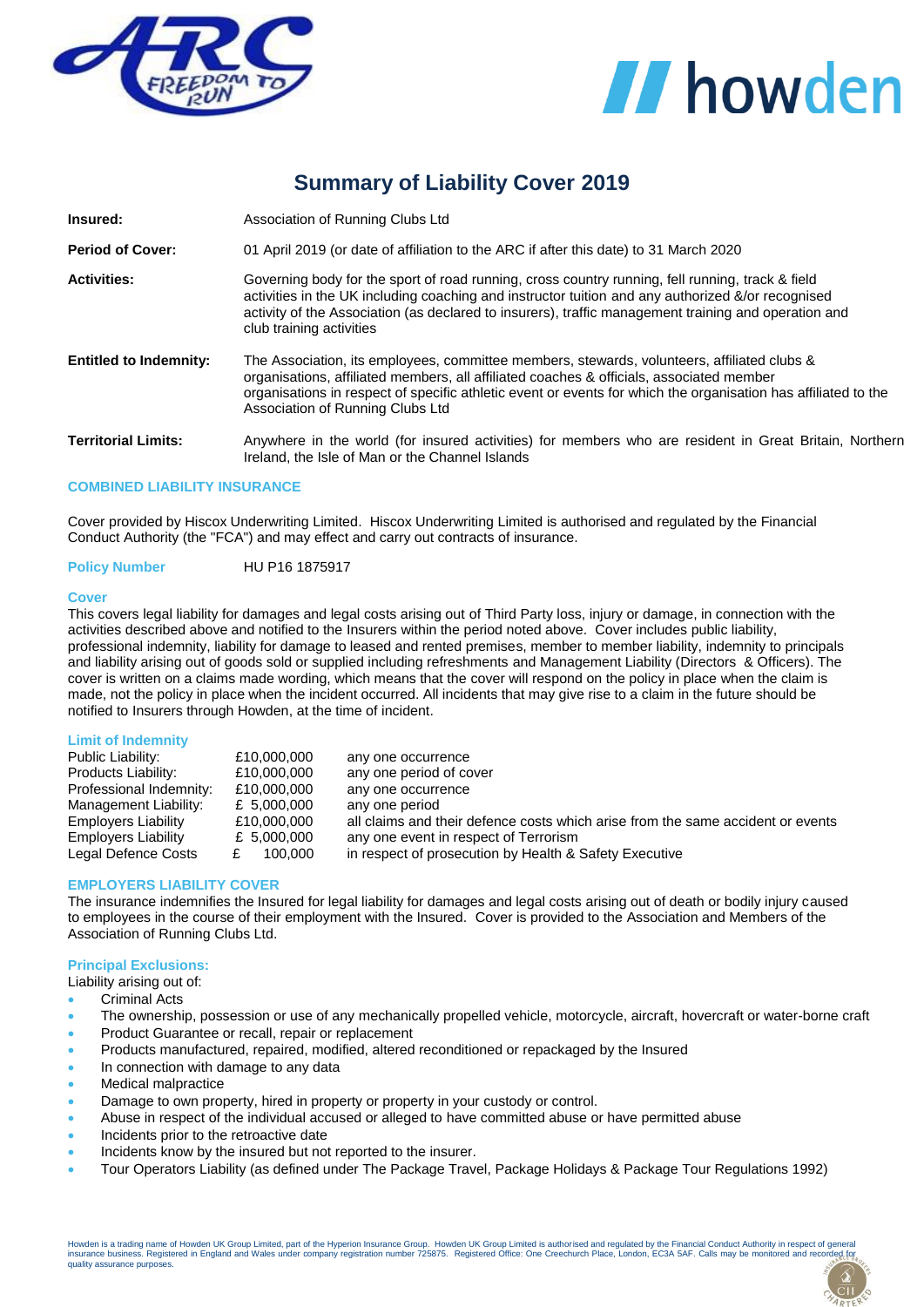# Summary of Liability Cover 2019

| | |
|---|---|
| **Insured:** | Association of Running Clubs Ltd |
| **Period of Cover:** | 01 April 2019 (or date of affiliation to the ARC if after this date) to 31 March 2020 |
| **Activities:** | Governing body for the sport of road running, cross country running, fell running, track & field activities in the UK including coaching and instructor tuition and any authorized &/or recognised activity of the Association (as declared to insurers), traffic management training and operation and club training activities |
| **Entitled to Indemnity:** | The Association, its employees, committee members, stewards, volunteers, affiliated clubs & organisations, affiliated members, all affiliated coaches & officials, associated member organisations in respect of specific athletic event or events for which the organisation has affiliated to the Association of Running Clubs Ltd |
| **Territorial Limits:** | Anywhere in the world (for insured activities) for members who are resident in Great Britain, Northern Ireland, the Isle of Man or the Channel Islands |

## COMBINED LIABILITY INSURANCE

Cover provided by Hiscox Underwriting Limited. Hiscox Underwriting Limited is authorised and regulated by the Financial Conduct Authority (the "FCA") and may effect and carry out contracts of insurance.

**Policy Number** HU P16 1875917

### Cover

This covers legal liability for damages and legal costs arising out of Third Party loss, injury or damage, in connection with the activities described above and notified to the Insurers within the period noted above. Cover includes public liability, professional indemnity, liability for damage to leased and rented premises, member to member liability, indemnity to principals and liability arising out of goods sold or supplied including refreshments and Management Liability (Directors & Officers). The cover is written on a claims made wording, which means that the cover will respond on the policy in place when the claim is made, not the policy in place when the incident occurred. All incidents that may give rise to a claim in the future should be notified to Insurers through Howden, at the time of incident.

### Limit of Indemnity

| | | |
|---|---|---|
| Public Liability: | £10,000,000 | any one occurrence |
| Products Liability: | £10,000,000 | any one period of cover |
| Professional Indemnity: | £10,000,000 | any one occurrence |
| Management Liability: | £ 5,000,000 | any one period |
| Employers Liability | £10,000,000 | all claims and their defence costs which arise from the same accident or events |
| Employers Liability | £ 5,000,000 | any one event in respect of Terrorism |
| Legal Defence Costs | £ 100,000 | in respect of prosecution by Health & Safety Executive |

## EMPLOYERS LIABILITY COVER

The insurance indemnifies the Insured for legal liability for damages and legal costs arising out of death or bodily injury caused to employees in the course of their employment with the Insured. Cover is provided to the Association and Members of the Association of Running Clubs Ltd.

### Principal Exclusions:

Liability arising out of:

- Criminal Acts
- The ownership, possession or use of any mechanically propelled vehicle, motorcycle, aircraft, hovercraft or water-borne craft
- Product Guarantee or recall, repair or replacement
- Products manufactured, repaired, modified, altered reconditioned or repackaged by the Insured
- In connection with damage to any data
- Medical malpractice
- Damage to own property, hired in property or property in your custody or control.
- Abuse in respect of the individual accused or alleged to have committed abuse or have permitted abuse
- Incidents prior to the retroactive date
- Incidents know by the insured but not reported to the insurer.
- Tour Operators Liability (as defined under The Package Travel, Package Holidays & Package Tour Regulations 1992)

Howden is a trading name of Howden UK Group Limited, part of the Hyperion Insurance Group. Howden UK Group Limited is authorised and regulated by the Financial Conduct Authority in respect of general insurance business. Registered in England and Wales under company registration number 725875. Registered Office: One Creechurch Place, London, EC3A 5AF. Calls may be monitored and recorded for quality assurance purposes.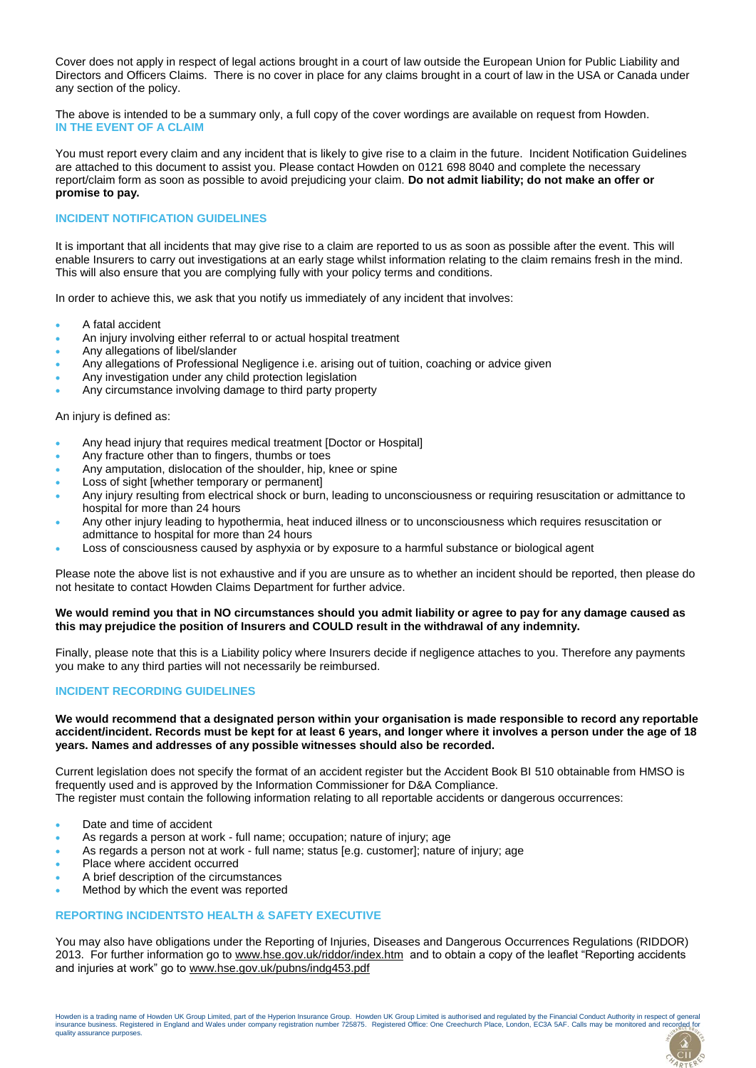Cover does not apply in respect of legal actions brought in a court of law outside the European Union for Public Liability and Directors and Officers Claims. There is no cover in place for any claims brought in a court of law in the USA or Canada under any section of the policy.

The above is intended to be a summary only, a full copy of the cover wordings are available on request from Howden.

## IN THE EVENT OF A CLAIM

You must report every claim and any incident that is likely to give rise to a claim in the future. Incident Notification Guidelines are attached to this document to assist you. Please contact Howden on 0121 698 8040 and complete the necessary report/claim form as soon as possible to avoid prejudicing your claim. **Do not admit liability; do not make an offer or promise to pay.**

## INCIDENT NOTIFICATION GUIDELINES

It is important that all incidents that may give rise to a claim are reported to us as soon as possible after the event. This will enable Insurers to carry out investigations at an early stage whilst information relating to the claim remains fresh in the mind. This will also ensure that you are complying fully with your policy terms and conditions.

In order to achieve this, we ask that you notify us immediately of any incident that involves:

- A fatal accident
- An injury involving either referral to or actual hospital treatment
- Any allegations of libel/slander
- Any allegations of Professional Negligence i.e. arising out of tuition, coaching or advice given
- Any investigation under any child protection legislation
- Any circumstance involving damage to third party property

An injury is defined as:

- Any head injury that requires medical treatment [Doctor or Hospital]
- Any fracture other than to fingers, thumbs or toes
- Any amputation, dislocation of the shoulder, hip, knee or spine
- Loss of sight [whether temporary or permanent]
- Any injury resulting from electrical shock or burn, leading to unconsciousness or requiring resuscitation or admittance to hospital for more than 24 hours
- Any other injury leading to hypothermia, heat induced illness or to unconsciousness which requires resuscitation or admittance to hospital for more than 24 hours
- Loss of consciousness caused by asphyxia or by exposure to a harmful substance or biological agent

Please note the above list is not exhaustive and if you are unsure as to whether an incident should be reported, then please do not hesitate to contact Howden Claims Department for further advice.

**We would remind you that in NO circumstances should you admit liability or agree to pay for any damage caused as this may prejudice the position of Insurers and COULD result in the withdrawal of any indemnity.**

Finally, please note that this is a Liability policy where Insurers decide if negligence attaches to you. Therefore any payments you make to any third parties will not necessarily be reimbursed.

## INCIDENT RECORDING GUIDELINES

**We would recommend that a designated person within your organisation is made responsible to record any reportable accident/incident. Records must be kept for at least 6 years, and longer where it involves a person under the age of 18 years. Names and addresses of any possible witnesses should also be recorded.**

Current legislation does not specify the format of an accident register but the Accident Book BI 510 obtainable from HMSO is frequently used and is approved by the Information Commissioner for D&A Compliance.
The register must contain the following information relating to all reportable accidents or dangerous occurrences:

- Date and time of accident
- As regards a person at work - full name; occupation; nature of injury; age
- As regards a person not at work - full name; status [e.g. customer]; nature of injury; age
- Place where accident occurred
- A brief description of the circumstances
- Method by which the event was reported

## REPORTING INCIDENTSTO HEALTH & SAFETY EXECUTIVE

You may also have obligations under the Reporting of Injuries, Diseases and Dangerous Occurrences Regulations (RIDDOR) 2013. For further information go to www.hse.gov.uk/riddor/index.htm and to obtain a copy of the leaflet "Reporting accidents and injuries at work" go to www.hse.gov.uk/pubns/indg453.pdf

Howden is a trading name of Howden UK Group Limited, part of the Hyperion Insurance Group. Howden UK Group Limited is authorised and regulated by the Financial Conduct Authority in respect of general insurance business. Registered in England and Wales under company registration number 725875. Registered Office: One Creechurch Place, London, EC3A 5AF. Calls may be monitored and recorded for quality assurance purposes.